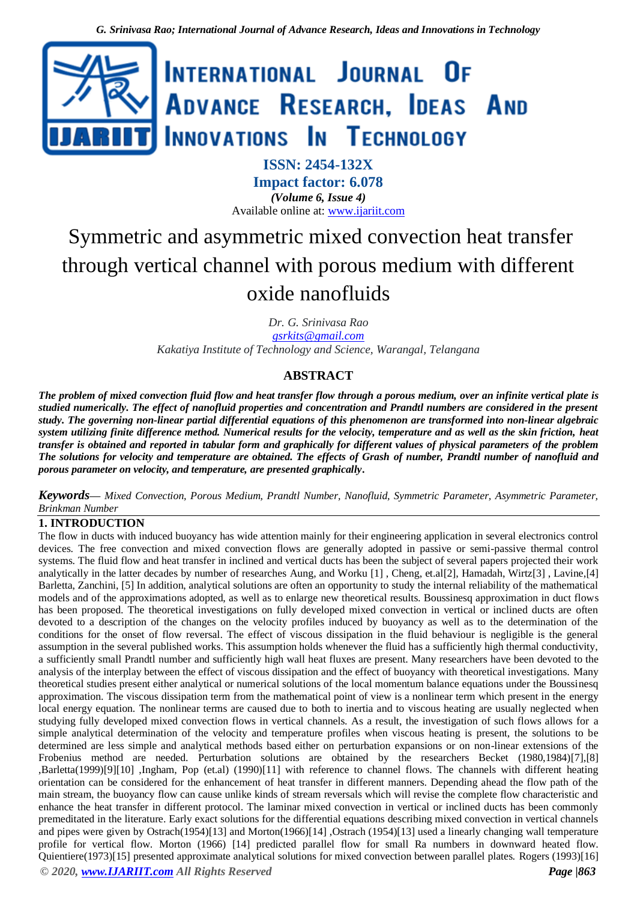# Symmetric and asymmetric mixed convection heat transfer through vertical channel with porous medium with different oxide nanofluids

*Dr. G. Srinivasa Rao*
*gsrkits@gmail.com*
*Kakatiya Institute of Technology and Science, Warangal, Telangana*

## ABSTRACT

***The problem of mixed convection fluid flow and heat transfer flow through a porous medium, over an infinite vertical plate is studied numerically. The effect of nanofluid properties and concentration and Prandtl numbers are considered in the present study. The governing non-linear partial differential equations of this phenomenon are transformed into non-linear algebraic system utilizing finite difference method. Numerical results for the velocity, temperature and as well as the skin friction, heat transfer is obtained and reported in tabular form and graphically for different values of physical parameters of the problem The solutions for velocity and temperature are obtained. The effects of Grash of number, Prandtl number of nanofluid and porous parameter on velocity, and temperature, are presented graphically.***

***Keywords***— *Mixed Convection, Porous Medium, Prandtl Number, Nanofluid, Symmetric Parameter, Asymmetric Parameter, Brinkman Number*

## 1. INTRODUCTION

The flow in ducts with induced buoyancy has wide attention mainly for their engineering application in several electronics control devices. The free convection and mixed convection flows are generally adopted in passive or semi-passive thermal control systems. The fluid flow and heat transfer in inclined and vertical ducts has been the subject of several papers projected their work analytically in the latter decades by number of researches Aung, and Worku [1] , Cheng, et.al[2], Hamadah, Wirtz[3] , Lavine,[4] Barletta, Zanchini, [5] In addition, analytical solutions are often an opportunity to study the internal reliability of the mathematical models and of the approximations adopted, as well as to enlarge new theoretical results. Boussinesq approximation in duct flows has been proposed. The theoretical investigations on fully developed mixed convection in vertical or inclined ducts are often devoted to a description of the changes on the velocity profiles induced by buoyancy as well as to the determination of the conditions for the onset of flow reversal. The effect of viscous dissipation in the fluid behaviour is negligible is the general assumption in the several published works. This assumption holds whenever the fluid has a sufficiently high thermal conductivity, a sufficiently small Prandtl number and sufficiently high wall heat fluxes are present. Many researchers have been devoted to the analysis of the interplay between the effect of viscous dissipation and the effect of buoyancy with theoretical investigations. Many theoretical studies present either analytical or numerical solutions of the local momentum balance equations under the Boussinesq approximation. The viscous dissipation term from the mathematical point of view is a nonlinear term which present in the energy local energy equation. The nonlinear terms are caused due to both to inertia and to viscous heating are usually neglected when studying fully developed mixed convection flows in vertical channels. As a result, the investigation of such flows allows for a simple analytical determination of the velocity and temperature profiles when viscous heating is present, the solutions to be determined are less simple and analytical methods based either on perturbation expansions or on non-linear extensions of the Frobenius method are needed. Perturbation solutions are obtained by the researchers Becket (1980,1984)[7],[8] ,Barletta(1999)[9][10] ,Ingham, Pop (et.al) (1990)[11] with reference to channel flows. The channels with different heating orientation can be considered for the enhancement of heat transfer in different manners. Depending ahead the flow path of the main stream, the buoyancy flow can cause unlike kinds of stream reversals which will revise the complete flow characteristic and enhance the heat transfer in different protocol. The laminar mixed convection in vertical or inclined ducts has been commonly premeditated in the literature. Early exact solutions for the differential equations describing mixed convection in vertical channels and pipes were given by Ostrach(1954)[13] and Morton(1966)[14] ,Ostrach (1954)[13] used a linearly changing wall temperature profile for vertical flow. Morton (1966) [14] predicted parallel flow for small Ra numbers in downward heated flow. Quientiere(1973)[15] presented approximate analytical solutions for mixed convection between parallel plates. Rogers (1993)[16]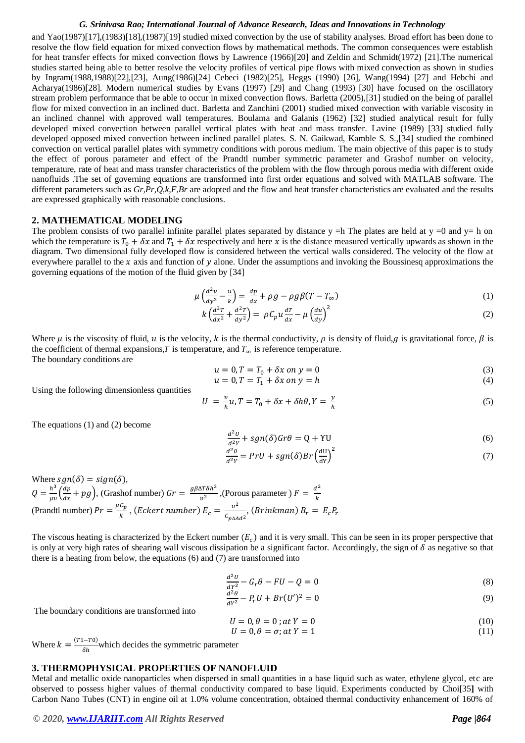and Yao(1987)[17],(1983)[18],(1987)[19] studied mixed convection by the use of stability analyses. Broad effort has been done to resolve the flow field equation for mixed convection flows by mathematical methods. The common consequences were establish for heat transfer effects for mixed convection flows by Lawrence (1966)[20] and Zeldin and Schmidt(1972) [21].The numerical studies started being able to better resolve the velocity profiles of vertical pipe flows with mixed convection as shown in studies by Ingram(1988,1988)[22],[23], Aung(1986)[24] Cebeci (1982)[25], Heggs (1990) [26], Wang(1994) [27] and Hebchi and Acharya(1986)[28]. Modern numerical studies by Evans (1997) [29] and Chang (1993) [30] have focused on the oscillatory stream problem performance that be able to occur in mixed convection flows. Barletta (2005),[31] studied on the being of parallel flow for mixed convection in an inclined duct. Barletta and Zanchini (2001) studied mixed convection with variable viscosity in an inclined channel with approved wall temperatures. Boulama and Galanis (1962) [32] studied analytical result for fully developed mixed convection between parallel vertical plates with heat and mass transfer. Lavine (1989) [33] studied fully developed opposed mixed convection between inclined parallel plates. S. N. Gaikwad, Kamble S. S.,[34] studied the combined convection on vertical parallel plates with symmetry conditions with porous medium. The main objective of this paper is to study the effect of porous parameter and effect of the Prandtl number symmetric parameter and Grashof number on velocity, temperature, rate of heat and mass transfer characteristics of the problem with the flow through porous media with different oxide nanofluids .The set of governing equations are transformed into first order equations and solved with MATLAB software. The different parameters such as *Gr,Pr,Q,k,F,Br* are adopted and the flow and heat transfer characteristics are evaluated and the results are expressed graphically with reasonable conclusions.

## 2. MATHEMATICAL MODELING

The problem consists of two parallel infinite parallel plates separated by distance y =h The plates are held at y =0 and y= h on which the temperature is $T_0 + \delta x$ and $T_1 + \delta x$ respectively and here $x$ is the distance measured vertically upwards as shown in the diagram. Two dimensional fully developed flow is considered between the vertical walls considered. The velocity of the flow at everywhere parallel to the $x$ axis and function of $y$ alone. Under the assumptions and invoking the Boussinesq approximations the governing equations of the motion of the fluid given by [34]

$$\mu\left(\frac{d^2u}{dy^2} - \frac{u}{k}\right) = \frac{dp}{dx} + \rho g - \rho g\beta(T - T_\infty) \tag{1}$$

$$k\left(\frac{d^2T}{dx^2} + \frac{d^2T}{dy^2}\right) = \rho C_p u\frac{dT}{dx} - \mu\left(\frac{du}{dy}\right)^2 \tag{2}$$

Where $\mu$ is the viscosity of fluid, $u$ is the velocity, $k$ is the thermal conductivity, $\rho$ is density of fluid,$g$ is gravitational force, $\beta$ is the coefficient of thermal expansions,$T$ is temperature, and $T_\infty$ is reference temperature.

The boundary conditions are

$$u = 0, T = T_0 + \delta x \; on \; y = 0 \tag{3}$$

$$u = 0, T = T_1 + \delta x \; on \; y = h \tag{4}$$

Using the following dimensionless quantities

$$U = \frac{v}{h}u, T = T_0 + \delta x + \delta h\theta, Y = \frac{y}{h} \tag{5}$$

The equations (1) and (2) become

$$\frac{d^2U}{d^2Y} + sgn(\delta)Gr\theta = \mathrm{Q} + \mathrm{Y}\mathrm{U} \tag{6}$$

$$\frac{d^2\theta}{d^2Y} = PrU + sgn(\delta)Br\left(\frac{\mathrm{dU}}{\mathrm{dY}}\right)^2 \tag{7}$$

Where $sgn(\delta) = sign(\delta)$,

$Q = \frac{h^3}{\mu v}\left(\frac{dp}{dx} + pg\right)$, (Grashof number) $Gr = \frac{g\beta\Delta T\delta h^3}{v^2}$ ,(Porous parameter ) $F = \frac{d^2}{k}$

(Prandtl number) $Pr = \frac{\mu C_p}{k}$ , $(Eckert\ number)\ E_c = \frac{v^2}{C_{p\Delta A d^2}}$, $(Brinkman)\ B_r = E_c P_r$

The viscous heating is characterized by the Eckert number ($E_c$) and it is very small. This can be seen in its proper perspective that is only at very high rates of shearing wall viscous dissipation be a significant factor. Accordingly, the sign of $\delta$ as negative so that there is a heating from below, the equations (6) and (7) are transformed into

$$\frac{d^2U}{dY^2} - G_r\theta - FU - Q = 0 \tag{8}$$

$$\frac{d^2\theta}{dY^2} - P_rU + Br(U')^2 = 0 \tag{9}$$

The boundary conditions are transformed into

$$U = 0, \theta = 0\,; at\ Y = 0 \tag{10}$$

$$U = 0, \theta = \sigma; at\ Y = 1 \tag{11}$$

Where $k = \frac{(T1-T0)}{\delta h}$which decides the symmetric parameter

## 3. THERMOPHYSICAL PROPERTIES OF NANOFLUID

Metal and metallic oxide nanoparticles when dispersed in small quantities in a base liquid such as water, ethylene glycol, etc are observed to possess higher values of thermal conductivity compared to base liquid. Experiments conducted by Choi[35] with Carbon Nano Tubes (CNT) in engine oil at 1.0% volume concentration, obtained thermal conductivity enhancement of 160% of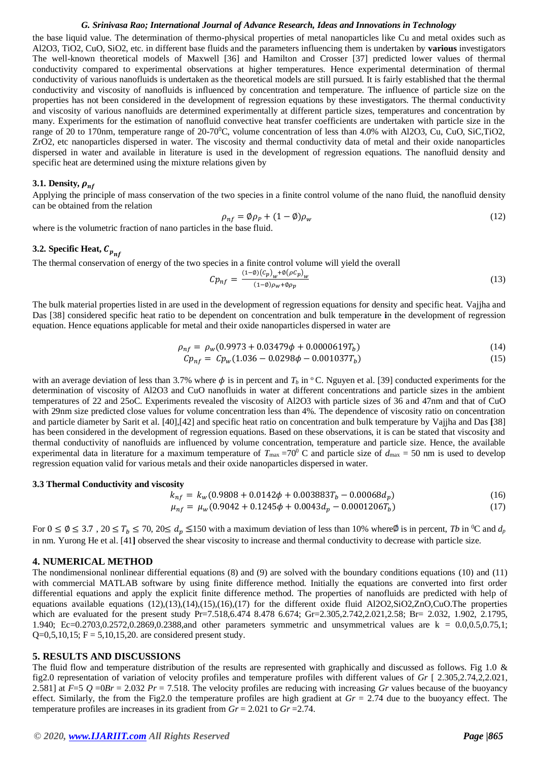the base liquid value. The determination of thermo-physical properties of metal nanoparticles like Cu and metal oxides such as Al2O3, TiO2, CuO, SiO2, etc. in different base fluids and the parameters influencing them is undertaken by **various** investigators The well-known theoretical models of Maxwell [36] and Hamilton and Crosser [37] predicted lower values of thermal conductivity compared to experimental observations at higher temperatures. Hence experimental determination of thermal conductivity of various nanofluids is undertaken as the theoretical models are still pursued. It is fairly established that the thermal conductivity and viscosity of nanofluids is influenced by concentration and temperature. The influence of particle size on the properties has not been considered in the development of regression equations by these investigators. The thermal conductivity and viscosity of various nanofluids are determined experimentally at different particle sizes, temperatures and concentration by many. Experiments for the estimation of nanofluid convective heat transfer coefficients are undertaken with particle size in the range of 20 to 170nm, temperature range of 20-70$^0$C, volume concentration of less than 4.0% with Al2O3, Cu, CuO, SiC,TiO2, ZrO2, etc nanoparticles dispersed in water. The viscosity and thermal conductivity data of metal and their oxide nanoparticles dispersed in water and available in literature is used in the development of regression equations. The nanofluid density and specific heat are determined using the mixture relations given by

### 3.1. Density, $\rho_{nf}$

Applying the principle of mass conservation of the two species in a finite control volume of the nano fluid, the nanofluid density can be obtained from the relation

$$\rho_{nf} = \emptyset\rho_P + (1-\emptyset)\rho_w \tag{12}$$

where is the volumetric fraction of nano particles in the base fluid.

### 3.2. Specific Heat, $C_{p_{nf}}$

The thermal conservation of energy of the two species in a finite control volume will yield the overall

$$Cp_{nf} = \frac{(1-\emptyset)(C_p)_w + \emptyset(\rho C_p)_w}{(1-\emptyset)\rho_w + \emptyset\rho_p} \tag{13}$$

The bulk material properties listed in are used in the development of regression equations for density and specific heat. Vajjha and Das [38] considered specific heat ratio to be dependent on concentration and bulk temperature in the development of regression equation. Hence equations applicable for metal and their oxide nanoparticles dispersed in water are

$$\rho_{nf} = \rho_w(0.9973 + 0.03479\phi + 0.0000619T_b) \tag{14}$$

$$Cp_{nf} = Cp_w(1.036 - 0.0298\phi - 0.001037T_b) \tag{15}$$

with an average deviation of less than 3.7% where $\phi$ is in percent and $T_b$ in $^o$C. Nguyen et al. [39] conducted experiments for the determination of viscosity of Al2O3 and CuO nanofluids in water at different concentrations and particle sizes in the ambient temperatures of 22 and 25oC. Experiments revealed the viscosity of Al2O3 with particle sizes of 36 and 47nm and that of CuO with 29nm size predicted close values for volume concentration less than 4%. The dependence of viscosity ratio on concentration and particle diameter by Sarit et al. [40],[42] and specific heat ratio on concentration and bulk temperature by Vajjha and Das [38] has been considered in the development of regression equations. Based on these observations, it is can be stated that viscosity and thermal conductivity of nanofluids are influenced by volume concentration, temperature and particle size. Hence, the available experimental data in literature for a maximum temperature of $T_{max}$ =70$^0$ C and particle size of $d_{max}$ = 50 nm is used to develop regression equation valid for various metals and their oxide nanoparticles dispersed in water.

### 3.3 Thermal Conductivity and viscosity

$$k_{nf} = k_w(0.9808 + 0.0142\phi + 0.003883T_b - 0.00068d_p) \tag{16}$$

$$\mu_{nf} = \mu_w(0.9042 + 0.1245\phi + 0.0043d_p - 0.0001206T_b) \tag{17}$$

For $0 \leq \emptyset \leq 3.7$ , $20 \leq T_b \leq 70$, $20 \leq d_p \leq 150$ with a maximum deviation of less than 10% where $\emptyset$ is in percent, *Tb* in $^0$C and $d_p$ in nm. Yurong He et al. [41] observed the shear viscosity to increase and thermal conductivity to decrease with particle size.

## 4. NUMERICAL METHOD

The nondimensional nonlinear differential equations (8) and (9) are solved with the boundary conditions equations (10) and (11) with commercial MATLAB software by using finite difference method. Initially the equations are converted into first order differential equations and apply the explicit finite difference method. The properties of nanofluids are predicted with help of equations available equations (12),(13),(14),(15),(16),(17) for the different oxide fluid Al2O2,SiO2,ZnO,CuO.The properties which are evaluated for the present study Pr=7.518,6.474 8.478 6.674; Gr=2.305,2.742,2.021,2.58; Br= 2.032, 1.902, 2.1795, 1.940; Ec=0.2703,0.2572,0.2869,0.2388,and other parameters symmetric and unsymmetrical values are k = 0.0,0.5,0.75,1; Q=0,5,10,15; F = 5,10,15,20. are considered present study.

## 5. RESULTS AND DISCUSSIONS

The fluid flow and temperature distribution of the results are represented with graphically and discussed as follows. Fig 1.0 & fig2.0 representation of variation of velocity profiles and temperature profiles with different values of *Gr* [ 2.305,2.74,2,2.021, 2.581] at *F*=5 *Q* =0*Br* = 2.032 *Pr* = 7.518. The velocity profiles are reducing with increasing *Gr* values because of the buoyancy effect. Similarly, the from the Fig2.0 the temperature profiles are high gradient at *Gr* = 2.74 due to the buoyancy effect. The temperature profiles are increases in its gradient from *Gr* = 2.021 to *Gr* =2.74.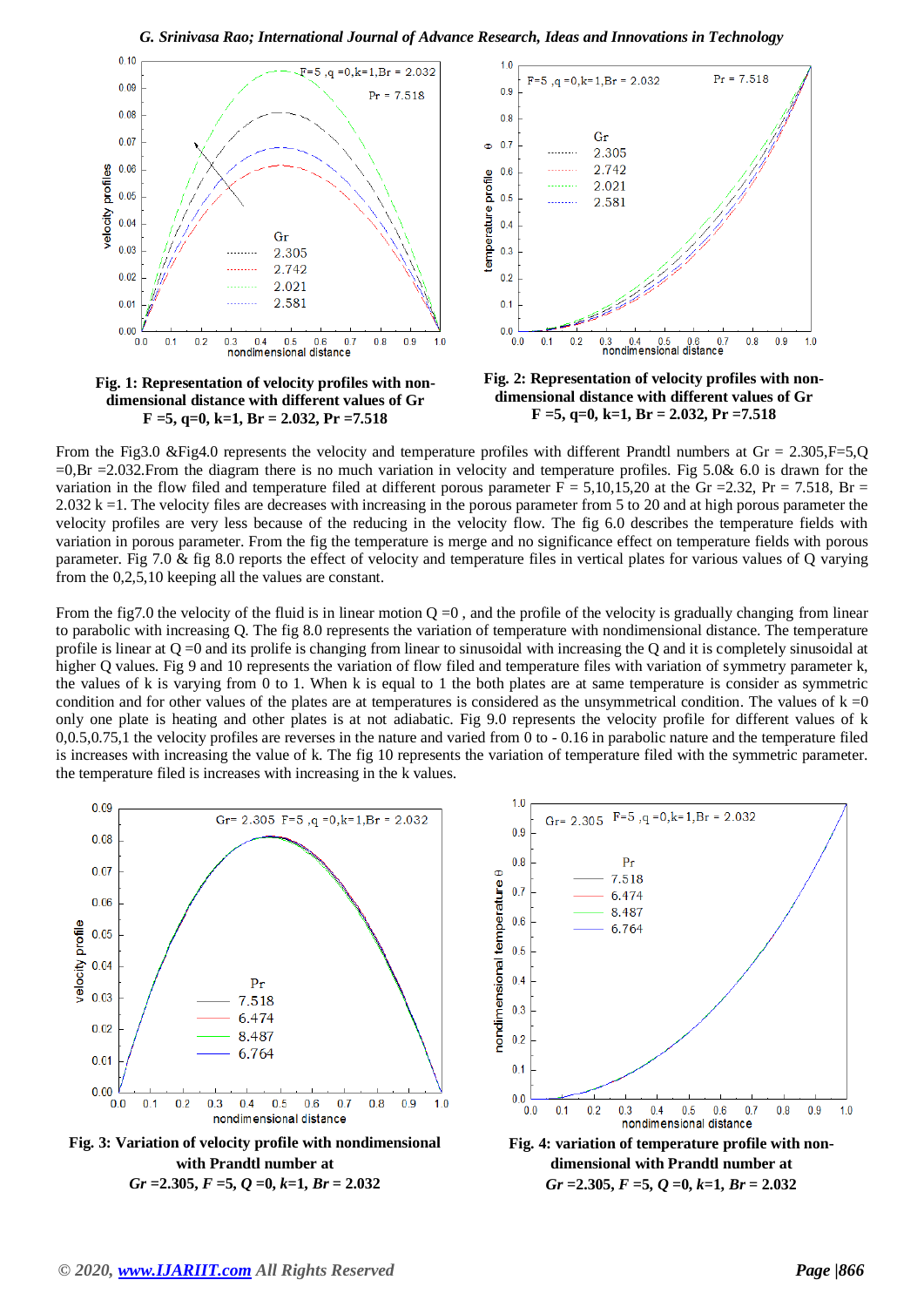**Fig. 1: Representation of velocity profiles with non-dimensional distance with different values of Gr F =5, q=0, k=1, Br = 2.032, Pr =7.518**

**Fig. 2: Representation of velocity profiles with non-dimensional distance with different values of Gr F =5, q=0, k=1, Br = 2.032, Pr =7.518**

From the Fig3.0 &Fig4.0 represents the velocity and temperature profiles with different Prandtl numbers at Gr = 2.305,F=5,Q =0,Br =2.032.From the diagram there is no much variation in velocity and temperature profiles. Fig 5.0& 6.0 is drawn for the variation in the flow filed and temperature filed at different porous parameter F = 5,10,15,20 at the Gr =2.32, Pr = 7.518, Br = 2.032 k =1. The velocity files are decreases with increasing in the porous parameter from 5 to 20 and at high porous parameter the velocity profiles are very less because of the reducing in the velocity flow. The fig 6.0 describes the temperature fields with variation in porous parameter. From the fig the temperature is merge and no significance effect on temperature fields with porous parameter. Fig 7.0 & fig 8.0 reports the effect of velocity and temperature files in vertical plates for various values of Q varying from the 0,2,5,10 keeping all the values are constant.

From the fig7.0 the velocity of the fluid is in linear motion Q =0 , and the profile of the velocity is gradually changing from linear to parabolic with increasing Q. The fig 8.0 represents the variation of temperature with nondimensional distance. The temperature profile is linear at Q =0 and its prolife is changing from linear to sinusoidal with increasing the Q and it is completely sinusoidal at higher Q values. Fig 9 and 10 represents the variation of flow filed and temperature files with variation of symmetry parameter k, the values of k is varying from 0 to 1. When k is equal to 1 the both plates are at same temperature is consider as symmetric condition and for other values of the plates are at temperatures is considered as the unsymmetrical condition. The values of k =0 only one plate is heating and other plates is at not adiabatic. Fig 9.0 represents the velocity profile for different values of k 0,0.5,0.75,1 the velocity profiles are reverses in the nature and varied from 0 to - 0.16 in parabolic nature and the temperature filed is increases with increasing the value of k. The fig 10 represents the variation of temperature filed with the symmetric parameter. the temperature filed is increases with increasing in the k values.

**Fig. 3: Variation of velocity profile with nondimensional with Prandtl number at *Gr* =2.305, *F* =5, *Q* =0, *k*=1, *Br* = 2.032**

**Fig. 4: variation of temperature profile with non-dimensional with Prandtl number at *Gr* =2.305, *F* =5, *Q* =0, *k*=1, *Br* = 2.032**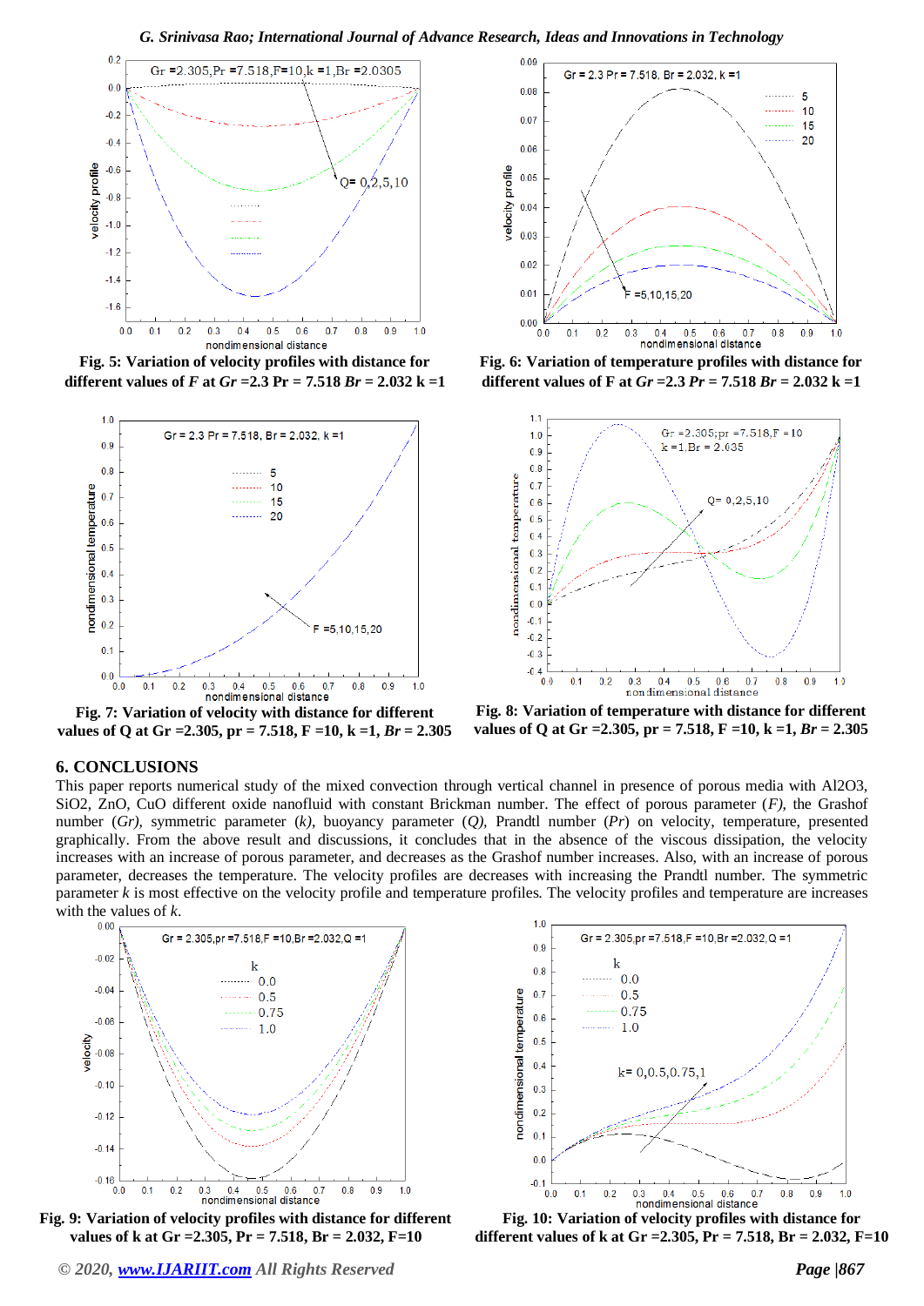**Fig. 5: Variation of velocity profiles with distance for different values of *F* at *Gr* =2.3 Pr = 7.518 *Br* = 2.032 k =1**

**Fig. 6: Variation of temperature profiles with distance for different values of F at *Gr* =2.3 *Pr* = 7.518 *Br* = 2.032 k =1**

**Fig. 7: Variation of velocity with distance for different values of Q at Gr =2.305, pr = 7.518, F =10, k =1, *Br* = 2.305**

**Fig. 8: Variation of temperature with distance for different values of Q at Gr =2.305, pr = 7.518, F =10, k =1, *Br* = 2.305**

## 6. CONCLUSIONS

This paper reports numerical study of the mixed convection through vertical channel in presence of porous media with $Al_2O_3$, $SiO_2$, ZnO, CuO different oxide nanofluid with constant Brickman number. The effect of porous parameter (*F*), the Grashof number (*Gr*), symmetric parameter (*k*), buoyancy parameter (*Q*), Prandtl number (*Pr*) on velocity, temperature, presented graphically. From the above result and discussions, it concludes that in the absence of the viscous dissipation, the velocity increases with an increase of porous parameter, and decreases as the Grashof number increases. Also, with an increase of porous parameter, decreases the temperature. The velocity profiles are decreases with increasing the Prandtl number. The symmetric parameter *k* is most effective on the velocity profile and temperature profiles. The velocity profiles and temperature are increases with the values of *k*.

**Fig. 9: Variation of velocity profiles with distance for different values of k at Gr =2.305, Pr = 7.518, Br = 2.032, F=10**

**Fig. 10: Variation of velocity profiles with distance for different values of k at Gr =2.305, Pr = 7.518, Br = 2.032, F=10**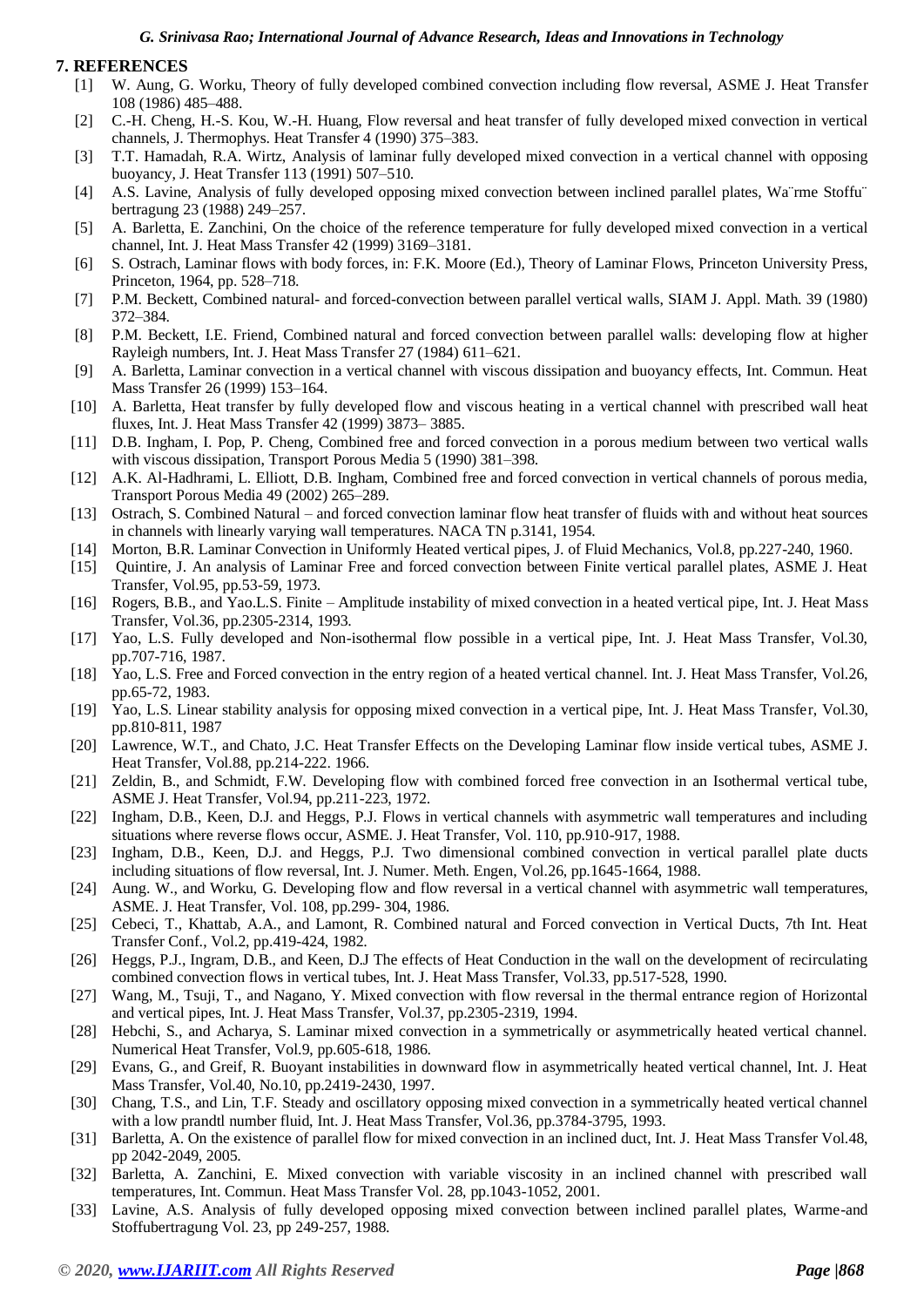## 7. REFERENCES

[1] W. Aung, G. Worku, Theory of fully developed combined convection including flow reversal, ASME J. Heat Transfer 108 (1986) 485–488.

[2] C.-H. Cheng, H.-S. Kou, W.-H. Huang, Flow reversal and heat transfer of fully developed mixed convection in vertical channels, J. Thermophys. Heat Transfer 4 (1990) 375–383.

[3] T.T. Hamadah, R.A. Wirtz, Analysis of laminar fully developed mixed convection in a vertical channel with opposing buoyancy, J. Heat Transfer 113 (1991) 507–510.

[4] A.S. Lavine, Analysis of fully developed opposing mixed convection between inclined parallel plates, Wa¨rme Stoffu¨ bertragung 23 (1988) 249–257.

[5] A. Barletta, E. Zanchini, On the choice of the reference temperature for fully developed mixed convection in a vertical channel, Int. J. Heat Mass Transfer 42 (1999) 3169–3181.

[6] S. Ostrach, Laminar flows with body forces, in: F.K. Moore (Ed.), Theory of Laminar Flows, Princeton University Press, Princeton, 1964, pp. 528–718.

[7] P.M. Beckett, Combined natural- and forced-convection between parallel vertical walls, SIAM J. Appl. Math. 39 (1980) 372–384.

[8] P.M. Beckett, I.E. Friend, Combined natural and forced convection between parallel walls: developing flow at higher Rayleigh numbers, Int. J. Heat Mass Transfer 27 (1984) 611–621.

[9] A. Barletta, Laminar convection in a vertical channel with viscous dissipation and buoyancy effects, Int. Commun. Heat Mass Transfer 26 (1999) 153–164.

[10] A. Barletta, Heat transfer by fully developed flow and viscous heating in a vertical channel with prescribed wall heat fluxes, Int. J. Heat Mass Transfer 42 (1999) 3873– 3885.

[11] D.B. Ingham, I. Pop, P. Cheng, Combined free and forced convection in a porous medium between two vertical walls with viscous dissipation, Transport Porous Media 5 (1990) 381–398.

[12] A.K. Al-Hadhrami, L. Elliott, D.B. Ingham, Combined free and forced convection in vertical channels of porous media, Transport Porous Media 49 (2002) 265–289.

[13] Ostrach, S. Combined Natural – and forced convection laminar flow heat transfer of fluids with and without heat sources in channels with linearly varying wall temperatures. NACA TN p.3141, 1954.

[14] Morton, B.R. Laminar Convection in Uniformly Heated vertical pipes, J. of Fluid Mechanics, Vol.8, pp.227-240, 1960.

[15] Quintire, J. An analysis of Laminar Free and forced convection between Finite vertical parallel plates, ASME J. Heat Transfer, Vol.95, pp.53-59, 1973.

[16] Rogers, B.B., and Yao.L.S. Finite – Amplitude instability of mixed convection in a heated vertical pipe, Int. J. Heat Mass Transfer, Vol.36, pp.2305-2314, 1993.

[17] Yao, L.S. Fully developed and Non-isothermal flow possible in a vertical pipe, Int. J. Heat Mass Transfer, Vol.30, pp.707-716, 1987.

[18] Yao, L.S. Free and Forced convection in the entry region of a heated vertical channel. Int. J. Heat Mass Transfer, Vol.26, pp.65-72, 1983.

[19] Yao, L.S. Linear stability analysis for opposing mixed convection in a vertical pipe, Int. J. Heat Mass Transfer, Vol.30, pp.810-811, 1987

[20] Lawrence, W.T., and Chato, J.C. Heat Transfer Effects on the Developing Laminar flow inside vertical tubes, ASME J. Heat Transfer, Vol.88, pp.214-222. 1966.

[21] Zeldin, B., and Schmidt, F.W. Developing flow with combined forced free convection in an Isothermal vertical tube, ASME J. Heat Transfer, Vol.94, pp.211-223, 1972.

[22] Ingham, D.B., Keen, D.J. and Heggs, P.J. Flows in vertical channels with asymmetric wall temperatures and including situations where reverse flows occur, ASME. J. Heat Transfer, Vol. 110, pp.910-917, 1988.

[23] Ingham, D.B., Keen, D.J. and Heggs, P.J. Two dimensional combined convection in vertical parallel plate ducts including situations of flow reversal, Int. J. Numer. Meth. Engen, Vol.26, pp.1645-1664, 1988.

[24] Aung. W., and Worku, G. Developing flow and flow reversal in a vertical channel with asymmetric wall temperatures, ASME. J. Heat Transfer, Vol. 108, pp.299- 304, 1986.

[25] Cebeci, T., Khattab, A.A., and Lamont, R. Combined natural and Forced convection in Vertical Ducts, 7th Int. Heat Transfer Conf., Vol.2, pp.419-424, 1982.

[26] Heggs, P.J., Ingram, D.B., and Keen, D.J The effects of Heat Conduction in the wall on the development of recirculating combined convection flows in vertical tubes, Int. J. Heat Mass Transfer, Vol.33, pp.517-528, 1990.

[27] Wang, M., Tsuji, T., and Nagano, Y. Mixed convection with flow reversal in the thermal entrance region of Horizontal and vertical pipes, Int. J. Heat Mass Transfer, Vol.37, pp.2305-2319, 1994.

[28] Hebchi, S., and Acharya, S. Laminar mixed convection in a symmetrically or asymmetrically heated vertical channel. Numerical Heat Transfer, Vol.9, pp.605-618, 1986.

[29] Evans, G., and Greif, R. Buoyant instabilities in downward flow in asymmetrically heated vertical channel, Int. J. Heat Mass Transfer, Vol.40, No.10, pp.2419-2430, 1997.

[30] Chang, T.S., and Lin, T.F. Steady and oscillatory opposing mixed convection in a symmetrically heated vertical channel with a low prandtl number fluid, Int. J. Heat Mass Transfer, Vol.36, pp.3784-3795, 1993.

[31] Barletta, A. On the existence of parallel flow for mixed convection in an inclined duct, Int. J. Heat Mass Transfer Vol.48, pp 2042-2049, 2005.

[32] Barletta, A. Zanchini, E. Mixed convection with variable viscosity in an inclined channel with prescribed wall temperatures, Int. Commun. Heat Mass Transfer Vol. 28, pp.1043-1052, 2001.

[33] Lavine, A.S. Analysis of fully developed opposing mixed convection between inclined parallel plates, Warme-and Stoffubertragung Vol. 23, pp 249-257, 1988.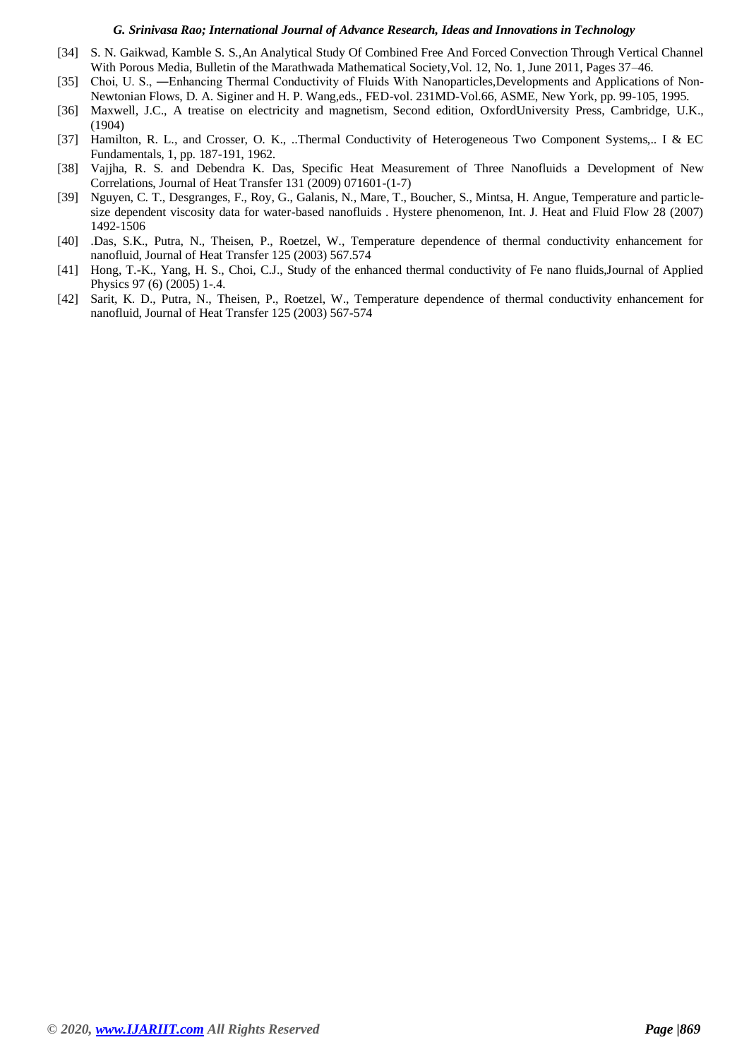[34] S. N. Gaikwad, Kamble S. S.,An Analytical Study Of Combined Free And Forced Convection Through Vertical Channel With Porous Media, Bulletin of the Marathwada Mathematical Society,Vol. 12, No. 1, June 2011, Pages 37–46.

[35] Choi, U. S., ―Enhancing Thermal Conductivity of Fluids With Nanoparticles,Developments and Applications of Non-Newtonian Flows, D. A. Siginer and H. P. Wang,eds., FED-vol. 231MD-Vol.66, ASME, New York, pp. 99-105, 1995.

[36] Maxwell, J.C., A treatise on electricity and magnetism, Second edition, OxfordUniversity Press, Cambridge, U.K., (1904)

[37] Hamilton, R. L., and Crosser, O. K., ..Thermal Conductivity of Heterogeneous Two Component Systems,.. I & EC Fundamentals, 1, pp. 187-191, 1962.

[38] Vajjha, R. S. and Debendra K. Das, Specific Heat Measurement of Three Nanofluids a Development of New Correlations, Journal of Heat Transfer 131 (2009) 071601-(1-7)

[39] Nguyen, C. T., Desgranges, F., Roy, G., Galanis, N., Mare, T., Boucher, S., Mintsa, H. Angue, Temperature and particle-size dependent viscosity data for water-based nanofluids . Hystere phenomenon, Int. J. Heat and Fluid Flow 28 (2007) 1492-1506

[40] .Das, S.K., Putra, N., Theisen, P., Roetzel, W., Temperature dependence of thermal conductivity enhancement for nanofluid, Journal of Heat Transfer 125 (2003) 567.574

[41] Hong, T.-K., Yang, H. S., Choi, C.J., Study of the enhanced thermal conductivity of Fe nano fluids,Journal of Applied Physics 97 (6) (2005) 1-.4.

[42] Sarit, K. D., Putra, N., Theisen, P., Roetzel, W., Temperature dependence of thermal conductivity enhancement for nanofluid, Journal of Heat Transfer 125 (2003) 567-574